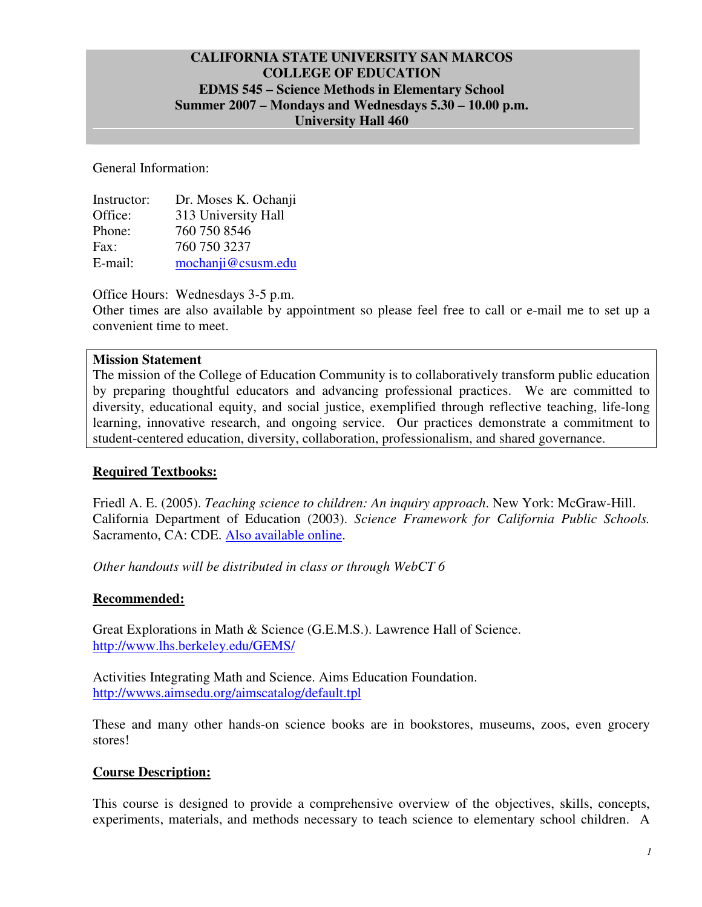# CALIFORNIA STATE UNIVERSITY SAN MARCOS
## COLLEGE OF EDUCATION
## EDMS 545 – Science Methods in Elementary School
## Summer 2007 – Mondays and Wednesdays 5.30 – 10.00 p.m.
## University Hall 460

General Information:

Instructor: Dr. Moses K. Ochanji
Office: 313 University Hall
Phone: 760 750 8546
Fax: 760 750 3237
E-mail: mochanji@csusm.edu

Office Hours: Wednesdays 3-5 p.m.
Other times are also available by appointment so please feel free to call or e-mail me to set up a convenient time to meet.

**Mission Statement**
The mission of the College of Education Community is to collaboratively transform public education by preparing thoughtful educators and advancing professional practices. We are committed to diversity, educational equity, and social justice, exemplified through reflective teaching, life-long learning, innovative research, and ongoing service. Our practices demonstrate a commitment to student-centered education, diversity, collaboration, professionalism, and shared governance.

## Required Textbooks:

Friedl A. E. (2005). *Teaching science to children: An inquiry approach*. New York: McGraw-Hill.
California Department of Education (2003). *Science Framework for California Public Schools.* Sacramento, CA: CDE. Also available online.

*Other handouts will be distributed in class or through WebCT 6*

## Recommended:

Great Explorations in Math & Science (G.E.M.S.). Lawrence Hall of Science.
http://www.lhs.berkeley.edu/GEMS/

Activities Integrating Math and Science. Aims Education Foundation.
http://wwws.aimsedu.org/aimscatalog/default.tpl

These and many other hands-on science books are in bookstores, museums, zoos, even grocery stores!

## Course Description:

This course is designed to provide a comprehensive overview of the objectives, skills, concepts, experiments, materials, and methods necessary to teach science to elementary school children. A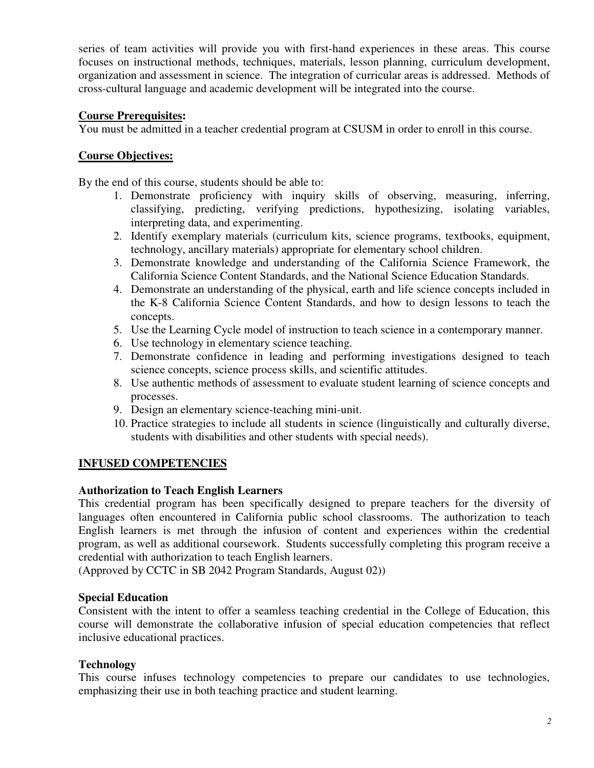series of team activities will provide you with first-hand experiences in these areas. This course focuses on instructional methods, techniques, materials, lesson planning, curriculum development, organization and assessment in science. The integration of curricular areas is addressed. Methods of cross-cultural language and academic development will be integrated into the course.

**Course Prerequisites:**
You must be admitted in a teacher credential program at CSUSM in order to enroll in this course.

**Course Objectives:**

By the end of this course, students should be able to:

1. Demonstrate proficiency with inquiry skills of observing, measuring, inferring, classifying, predicting, verifying predictions, hypothesizing, isolating variables, interpreting data, and experimenting.
2. Identify exemplary materials (curriculum kits, science programs, textbooks, equipment, technology, ancillary materials) appropriate for elementary school children.
3. Demonstrate knowledge and understanding of the California Science Framework, the California Science Content Standards, and the National Science Education Standards.
4. Demonstrate an understanding of the physical, earth and life science concepts included in the K-8 California Science Content Standards, and how to design lessons to teach the concepts.
5. Use the Learning Cycle model of instruction to teach science in a contemporary manner.
6. Use technology in elementary science teaching.
7. Demonstrate confidence in leading and performing investigations designed to teach science concepts, science process skills, and scientific attitudes.
8. Use authentic methods of assessment to evaluate student learning of science concepts and processes.
9. Design an elementary science-teaching mini-unit.
10. Practice strategies to include all students in science (linguistically and culturally diverse, students with disabilities and other students with special needs).

## INFUSED COMPETENCIES

**Authorization to Teach English Learners**
This credential program has been specifically designed to prepare teachers for the diversity of languages often encountered in California public school classrooms. The authorization to teach English learners is met through the infusion of content and experiences within the credential program, as well as additional coursework. Students successfully completing this program receive a credential with authorization to teach English learners.
(Approved by CCTC in SB 2042 Program Standards, August 02))

**Special Education**
Consistent with the intent to offer a seamless teaching credential in the College of Education, this course will demonstrate the collaborative infusion of special education competencies that reflect inclusive educational practices.

**Technology**
This course infuses technology competencies to prepare our candidates to use technologies, emphasizing their use in both teaching practice and student learning.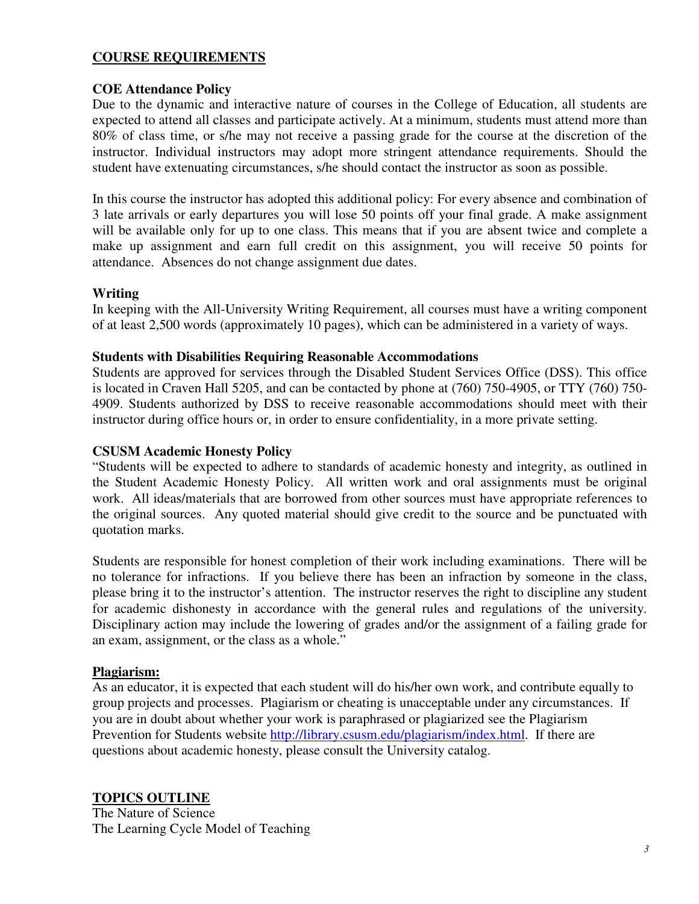## COURSE REQUIREMENTS

### COE Attendance Policy

Due to the dynamic and interactive nature of courses in the College of Education, all students are expected to attend all classes and participate actively. At a minimum, students must attend more than 80% of class time, or s/he may not receive a passing grade for the course at the discretion of the instructor. Individual instructors may adopt more stringent attendance requirements. Should the student have extenuating circumstances, s/he should contact the instructor as soon as possible.

In this course the instructor has adopted this additional policy: For every absence and combination of 3 late arrivals or early departures you will lose 50 points off your final grade. A make assignment will be available only for up to one class. This means that if you are absent twice and complete a make up assignment and earn full credit on this assignment, you will receive 50 points for attendance. Absences do not change assignment due dates.

### Writing

In keeping with the All-University Writing Requirement, all courses must have a writing component of at least 2,500 words (approximately 10 pages), which can be administered in a variety of ways.

### Students with Disabilities Requiring Reasonable Accommodations

Students are approved for services through the Disabled Student Services Office (DSS). This office is located in Craven Hall 5205, and can be contacted by phone at (760) 750-4905, or TTY (760) 750-4909. Students authorized by DSS to receive reasonable accommodations should meet with their instructor during office hours or, in order to ensure confidentiality, in a more private setting.

### CSUSM Academic Honesty Policy

"Students will be expected to adhere to standards of academic honesty and integrity, as outlined in the Student Academic Honesty Policy. All written work and oral assignments must be original work. All ideas/materials that are borrowed from other sources must have appropriate references to the original sources. Any quoted material should give credit to the source and be punctuated with quotation marks.

Students are responsible for honest completion of their work including examinations. There will be no tolerance for infractions. If you believe there has been an infraction by someone in the class, please bring it to the instructor's attention. The instructor reserves the right to discipline any student for academic dishonesty in accordance with the general rules and regulations of the university. Disciplinary action may include the lowering of grades and/or the assignment of a failing grade for an exam, assignment, or the class as a whole."

### Plagiarism:

As an educator, it is expected that each student will do his/her own work, and contribute equally to group projects and processes. Plagiarism or cheating is unacceptable under any circumstances. If you are in doubt about whether your work is paraphrased or plagiarized see the Plagiarism Prevention for Students website http://library.csusm.edu/plagiarism/index.html. If there are questions about academic honesty, please consult the University catalog.

## TOPICS OUTLINE

The Nature of Science
The Learning Cycle Model of Teaching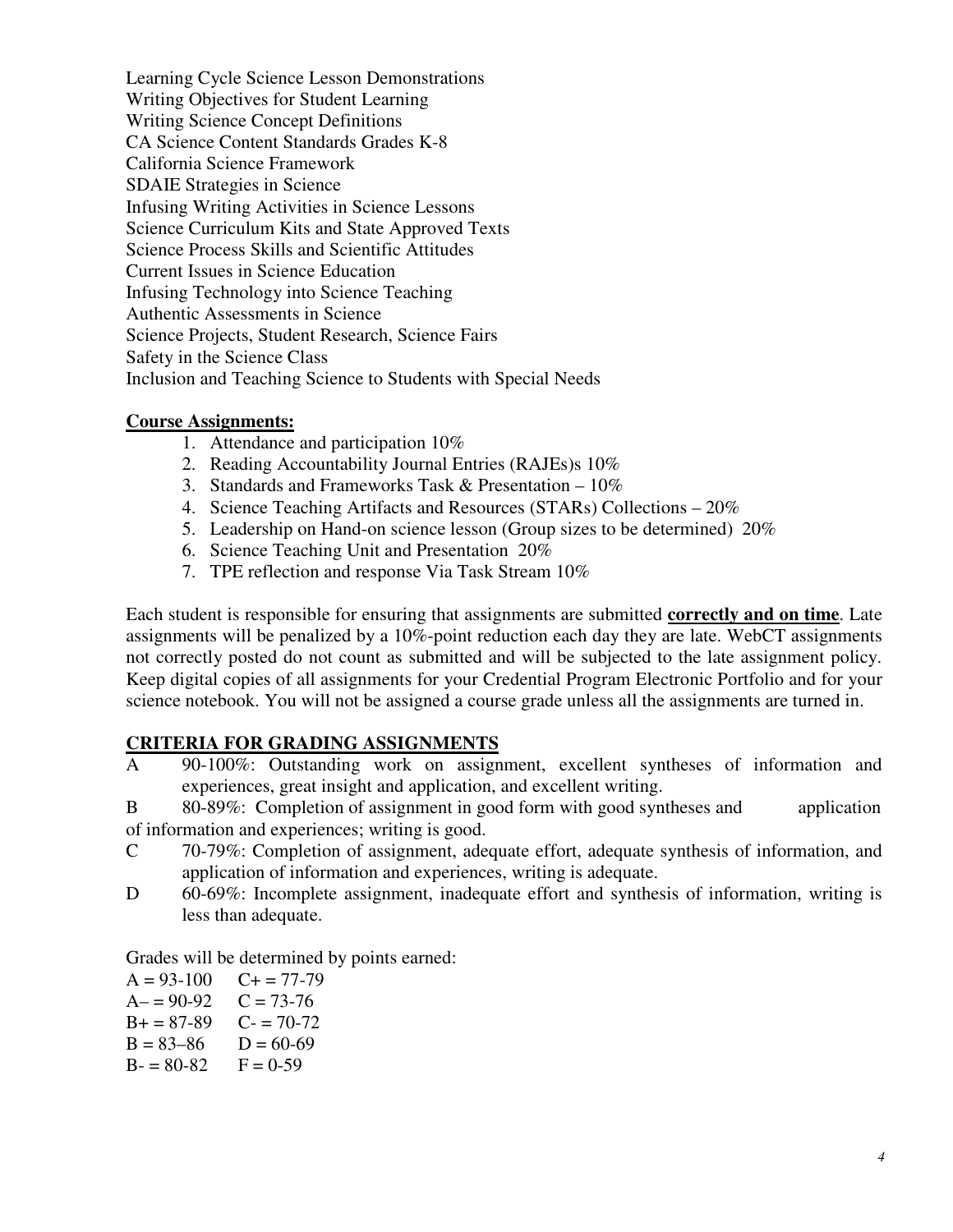Learning Cycle Science Lesson Demonstrations
Writing Objectives for Student Learning
Writing Science Concept Definitions
CA Science Content Standards Grades K-8
California Science Framework
SDAIE Strategies in Science
Infusing Writing Activities in Science Lessons
Science Curriculum Kits and State Approved Texts
Science Process Skills and Scientific Attitudes
Current Issues in Science Education
Infusing Technology into Science Teaching
Authentic Assessments in Science
Science Projects, Student Research, Science Fairs
Safety in the Science Class
Inclusion and Teaching Science to Students with Special Needs

**Course Assignments:**

1. Attendance and participation 10%
2. Reading Accountability Journal Entries (RAJEs)s 10%
3. Standards and Frameworks Task & Presentation – 10%
4. Science Teaching Artifacts and Resources (STARs) Collections – 20%
5. Leadership on Hand-on science lesson (Group sizes to be determined) 20%
6. Science Teaching Unit and Presentation 20%
7. TPE reflection and response Via Task Stream 10%

Each student is responsible for ensuring that assignments are submitted **correctly and on time**. Late assignments will be penalized by a 10%-point reduction each day they are late. WebCT assignments not correctly posted do not count as submitted and will be subjected to the late assignment policy. Keep digital copies of all assignments for your Credential Program Electronic Portfolio and for your science notebook. You will not be assigned a course grade unless all the assignments are turned in.

**CRITERIA FOR GRADING ASSIGNMENTS**

A 90-100%: Outstanding work on assignment, excellent syntheses of information and experiences, great insight and application, and excellent writing.

B 80-89%: Completion of assignment in good form with good syntheses and application of information and experiences; writing is good.

C 70-79%: Completion of assignment, adequate effort, adequate synthesis of information, and application of information and experiences, writing is adequate.

D 60-69%: Incomplete assignment, inadequate effort and synthesis of information, writing is less than adequate.

Grades will be determined by points earned:

A = 93-100 C+ = 77-79
A– = 90-92 C = 73-76
B+ = 87-89 C- = 70-72
B = 83–86 D = 60-69
B- = 80-82 F = 0-59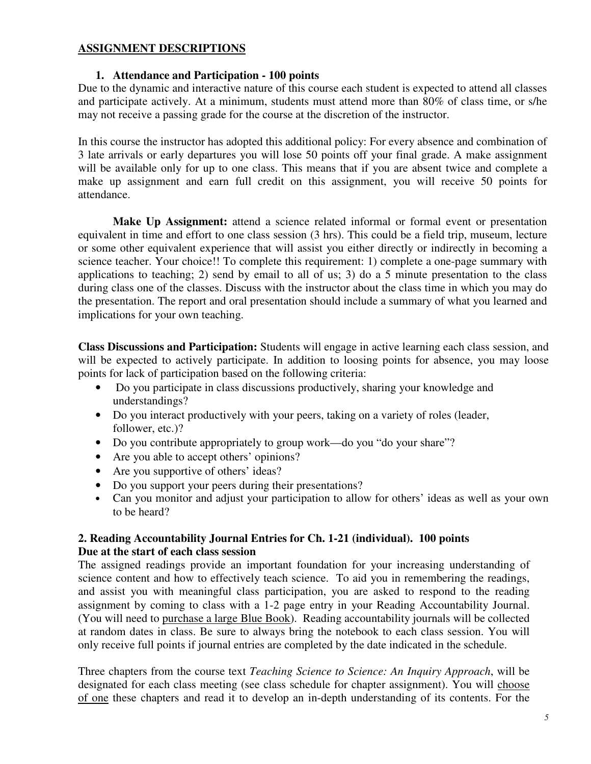## ASSIGNMENT DESCRIPTIONS

### 1. Attendance and Participation - 100 points

Due to the dynamic and interactive nature of this course each student is expected to attend all classes and participate actively. At a minimum, students must attend more than 80% of class time, or s/he may not receive a passing grade for the course at the discretion of the instructor.

In this course the instructor has adopted this additional policy: For every absence and combination of 3 late arrivals or early departures you will lose 50 points off your final grade. A make assignment will be available only for up to one class. This means that if you are absent twice and complete a make up assignment and earn full credit on this assignment, you will receive 50 points for attendance.

**Make Up Assignment:** attend a science related informal or formal event or presentation equivalent in time and effort to one class session (3 hrs). This could be a field trip, museum, lecture or some other equivalent experience that will assist you either directly or indirectly in becoming a science teacher. Your choice!! To complete this requirement: 1) complete a one-page summary with applications to teaching; 2) send by email to all of us; 3) do a 5 minute presentation to the class during class one of the classes. Discuss with the instructor about the class time in which you may do the presentation. The report and oral presentation should include a summary of what you learned and implications for your own teaching.

**Class Discussions and Participation:** Students will engage in active learning each class session, and will be expected to actively participate. In addition to loosing points for absence, you may loose points for lack of participation based on the following criteria:

- Do you participate in class discussions productively, sharing your knowledge and understandings?
- Do you interact productively with your peers, taking on a variety of roles (leader, follower, etc.)?
- Do you contribute appropriately to group work—do you "do your share"?
- Are you able to accept others' opinions?
- Are you supportive of others' ideas?
- Do you support your peers during their presentations?
- Can you monitor and adjust your participation to allow for others' ideas as well as your own to be heard?

### 2. Reading Accountability Journal Entries for Ch. 1-21 (individual). 100 points
**Due at the start of each class session**

The assigned readings provide an important foundation for your increasing understanding of science content and how to effectively teach science. To aid you in remembering the readings, and assist you with meaningful class participation, you are asked to respond to the reading assignment by coming to class with a 1-2 page entry in your Reading Accountability Journal. (You will need to purchase a large Blue Book). Reading accountability journals will be collected at random dates in class. Be sure to always bring the notebook to each class session. You will only receive full points if journal entries are completed by the date indicated in the schedule.

Three chapters from the course text *Teaching Science to Science: An Inquiry Approach*, will be designated for each class meeting (see class schedule for chapter assignment). You will choose of one these chapters and read it to develop an in-depth understanding of its contents. For the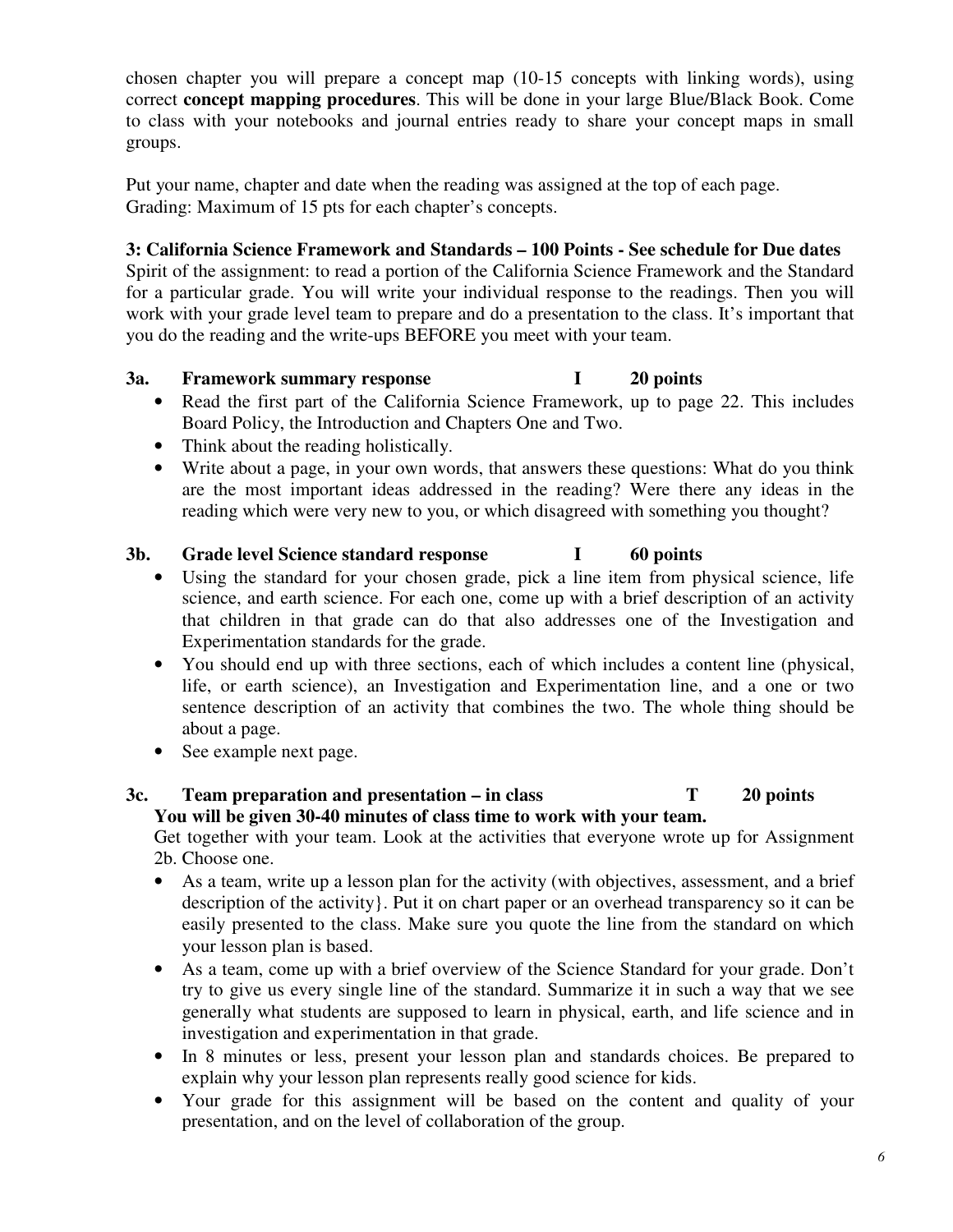chosen chapter you will prepare a concept map (10-15 concepts with linking words), using correct **concept mapping procedures**. This will be done in your large Blue/Black Book. Come to class with your notebooks and journal entries ready to share your concept maps in small groups.

Put your name, chapter and date when the reading was assigned at the top of each page.
Grading: Maximum of 15 pts for each chapter's concepts.

**3: California Science Framework and Standards – 100 Points - See schedule for Due dates**

Spirit of the assignment: to read a portion of the California Science Framework and the Standard for a particular grade. You will write your individual response to the readings. Then you will work with your grade level team to prepare and do a presentation to the class. It's important that you do the reading and the write-ups BEFORE you meet with your team.

**3a. Framework summary response I 20 points**

- Read the first part of the California Science Framework, up to page 22. This includes Board Policy, the Introduction and Chapters One and Two.
- Think about the reading holistically.
- Write about a page, in your own words, that answers these questions: What do you think are the most important ideas addressed in the reading? Were there any ideas in the reading which were very new to you, or which disagreed with something you thought?

**3b. Grade level Science standard response I 60 points**

- Using the standard for your chosen grade, pick a line item from physical science, life science, and earth science. For each one, come up with a brief description of an activity that children in that grade can do that also addresses one of the Investigation and Experimentation standards for the grade.
- You should end up with three sections, each of which includes a content line (physical, life, or earth science), an Investigation and Experimentation line, and a one or two sentence description of an activity that combines the two. The whole thing should be about a page.
- See example next page.

**3c. Team preparation and presentation – in class T 20 points**

**You will be given 30-40 minutes of class time to work with your team.**

Get together with your team. Look at the activities that everyone wrote up for Assignment 2b. Choose one.

- As a team, write up a lesson plan for the activity (with objectives, assessment, and a brief description of the activity}. Put it on chart paper or an overhead transparency so it can be easily presented to the class. Make sure you quote the line from the standard on which your lesson plan is based.
- As a team, come up with a brief overview of the Science Standard for your grade. Don't try to give us every single line of the standard. Summarize it in such a way that we see generally what students are supposed to learn in physical, earth, and life science and in investigation and experimentation in that grade.
- In 8 minutes or less, present your lesson plan and standards choices. Be prepared to explain why your lesson plan represents really good science for kids.
- Your grade for this assignment will be based on the content and quality of your presentation, and on the level of collaboration of the group.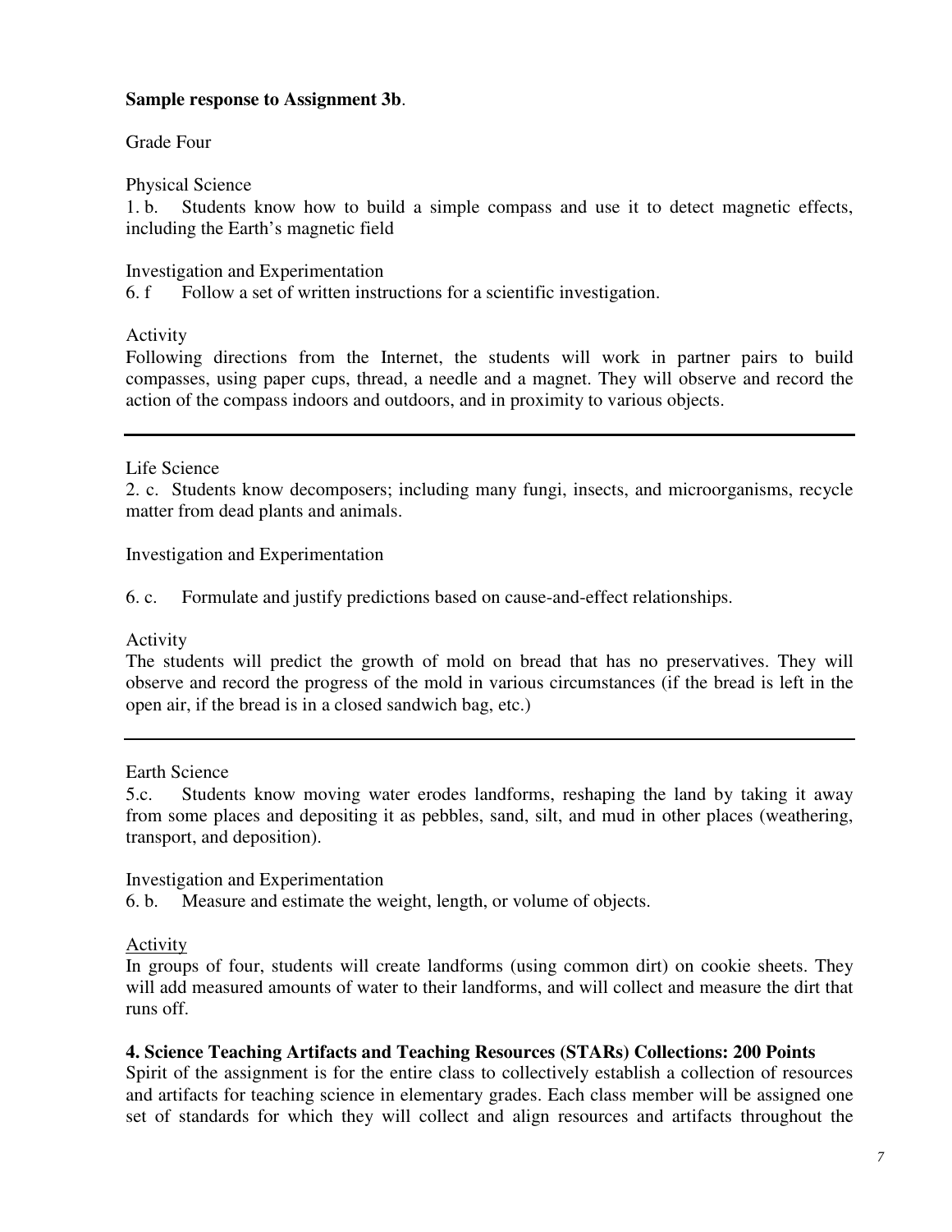**Sample response to Assignment 3b**.

Grade Four

Physical Science
1. b. Students know how to build a simple compass and use it to detect magnetic effects, including the Earth's magnetic field

Investigation and Experimentation
6. f Follow a set of written instructions for a scientific investigation.

Activity
Following directions from the Internet, the students will work in partner pairs to build compasses, using paper cups, thread, a needle and a magnet. They will observe and record the action of the compass indoors and outdoors, and in proximity to various objects.

---

Life Science
2. c. Students know decomposers; including many fungi, insects, and microorganisms, recycle matter from dead plants and animals.

Investigation and Experimentation

6. c. Formulate and justify predictions based on cause-and-effect relationships.

Activity
The students will predict the growth of mold on bread that has no preservatives. They will observe and record the progress of the mold in various circumstances (if the bread is left in the open air, if the bread is in a closed sandwich bag, etc.)

---

Earth Science
5.c. Students know moving water erodes landforms, reshaping the land by taking it away from some places and depositing it as pebbles, sand, silt, and mud in other places (weathering, transport, and deposition).

Investigation and Experimentation
6. b. Measure and estimate the weight, length, or volume of objects.

Activity
In groups of four, students will create landforms (using common dirt) on cookie sheets. They will add measured amounts of water to their landforms, and will collect and measure the dirt that runs off.

**4. Science Teaching Artifacts and Teaching Resources (STARs) Collections: 200 Points**
Spirit of the assignment is for the entire class to collectively establish a collection of resources and artifacts for teaching science in elementary grades. Each class member will be assigned one set of standards for which they will collect and align resources and artifacts throughout the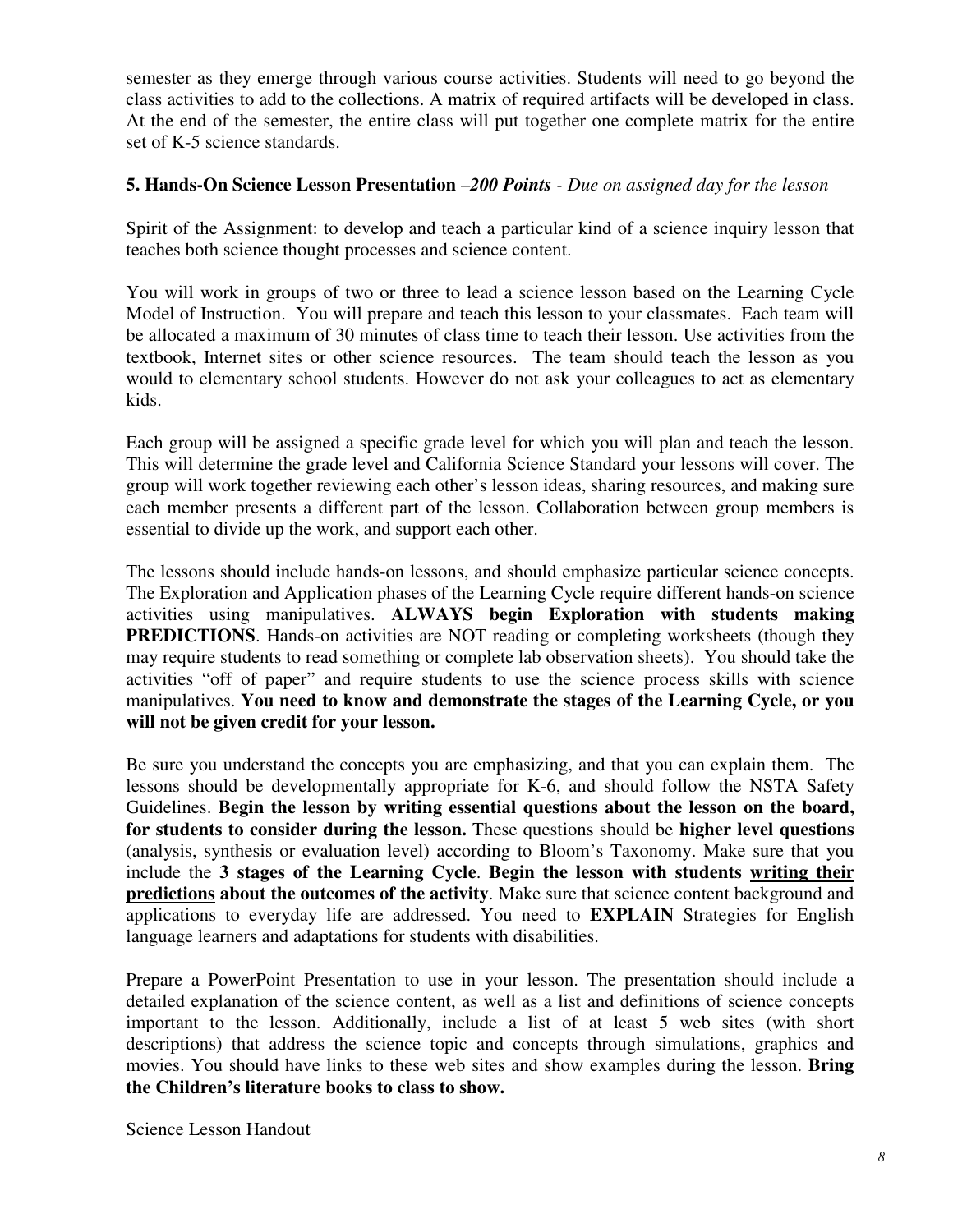semester as they emerge through various course activities. Students will need to go beyond the class activities to add to the collections. A matrix of required artifacts will be developed in class. At the end of the semester, the entire class will put together one complete matrix for the entire set of K-5 science standards.

### 5. Hands-On Science Lesson Presentation –*200 Points* - *Due on assigned day for the lesson*

Spirit of the Assignment: to develop and teach a particular kind of a science inquiry lesson that teaches both science thought processes and science content.

You will work in groups of two or three to lead a science lesson based on the Learning Cycle Model of Instruction. You will prepare and teach this lesson to your classmates. Each team will be allocated a maximum of 30 minutes of class time to teach their lesson. Use activities from the textbook, Internet sites or other science resources. The team should teach the lesson as you would to elementary school students. However do not ask your colleagues to act as elementary kids.

Each group will be assigned a specific grade level for which you will plan and teach the lesson. This will determine the grade level and California Science Standard your lessons will cover. The group will work together reviewing each other's lesson ideas, sharing resources, and making sure each member presents a different part of the lesson. Collaboration between group members is essential to divide up the work, and support each other.

The lessons should include hands-on lessons, and should emphasize particular science concepts. The Exploration and Application phases of the Learning Cycle require different hands-on science activities using manipulatives. **ALWAYS begin Exploration with students making PREDICTIONS**. Hands-on activities are NOT reading or completing worksheets (though they may require students to read something or complete lab observation sheets). You should take the activities "off of paper" and require students to use the science process skills with science manipulatives. **You need to know and demonstrate the stages of the Learning Cycle, or you will not be given credit for your lesson.**

Be sure you understand the concepts you are emphasizing, and that you can explain them. The lessons should be developmentally appropriate for K-6, and should follow the NSTA Safety Guidelines. **Begin the lesson by writing essential questions about the lesson on the board, for students to consider during the lesson.** These questions should be **higher level questions** (analysis, synthesis or evaluation level) according to Bloom's Taxonomy. Make sure that you include the **3 stages of the Learning Cycle**. **Begin the lesson with students <u>writing their predictions</u> about the outcomes of the activity**. Make sure that science content background and applications to everyday life are addressed. You need to **EXPLAIN** Strategies for English language learners and adaptations for students with disabilities.

Prepare a PowerPoint Presentation to use in your lesson. The presentation should include a detailed explanation of the science content, as well as a list and definitions of science concepts important to the lesson. Additionally, include a list of at least 5 web sites (with short descriptions) that address the science topic and concepts through simulations, graphics and movies. You should have links to these web sites and show examples during the lesson. **Bring the Children's literature books to class to show.**

Science Lesson Handout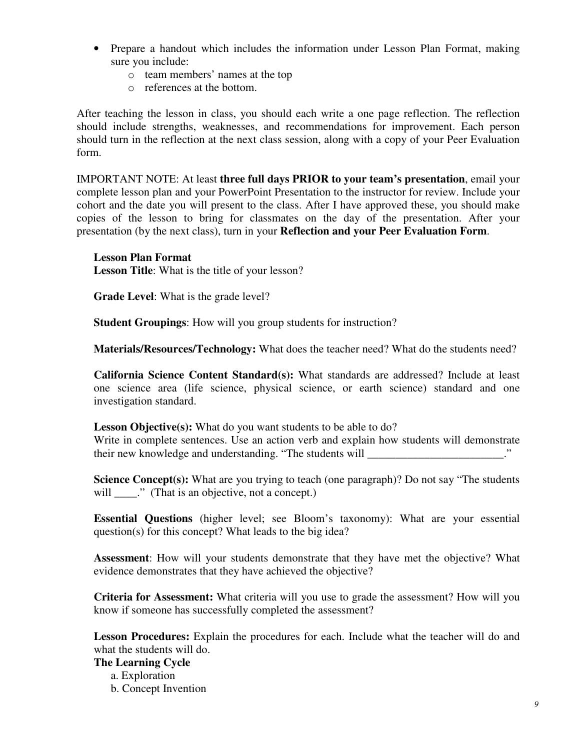- Prepare a handout which includes the information under Lesson Plan Format, making sure you include:
    - team members' names at the top
    - references at the bottom.

After teaching the lesson in class, you should each write a one page reflection. The reflection should include strengths, weaknesses, and recommendations for improvement. Each person should turn in the reflection at the next class session, along with a copy of your Peer Evaluation form.

IMPORTANT NOTE: At least **three full days PRIOR to your team's presentation**, email your complete lesson plan and your PowerPoint Presentation to the instructor for review. Include your cohort and the date you will present to the class. After I have approved these, you should make copies of the lesson to bring for classmates on the day of the presentation. After your presentation (by the next class), turn in your **Reflection and your Peer Evaluation Form**.

**Lesson Plan Format**

**Lesson Title**: What is the title of your lesson?

**Grade Level**: What is the grade level?

**Student Groupings**: How will you group students for instruction?

**Materials/Resources/Technology:** What does the teacher need? What do the students need?

**California Science Content Standard(s):** What standards are addressed? Include at least one science area (life science, physical science, or earth science) standard and one investigation standard.

**Lesson Objective(s):** What do you want students to be able to do?
Write in complete sentences. Use an action verb and explain how students will demonstrate their new knowledge and understanding. "The students will ________________________."

**Science Concept(s):** What are you trying to teach (one paragraph)? Do not say "The students will ____." (That is an objective, not a concept.)

**Essential Questions** (higher level; see Bloom's taxonomy): What are your essential question(s) for this concept? What leads to the big idea?

**Assessment**: How will your students demonstrate that they have met the objective? What evidence demonstrates that they have achieved the objective?

**Criteria for Assessment:** What criteria will you use to grade the assessment? How will you know if someone has successfully completed the assessment?

**Lesson Procedures:** Explain the procedures for each. Include what the teacher will do and what the students will do.

**The Learning Cycle**

a. Exploration
b. Concept Invention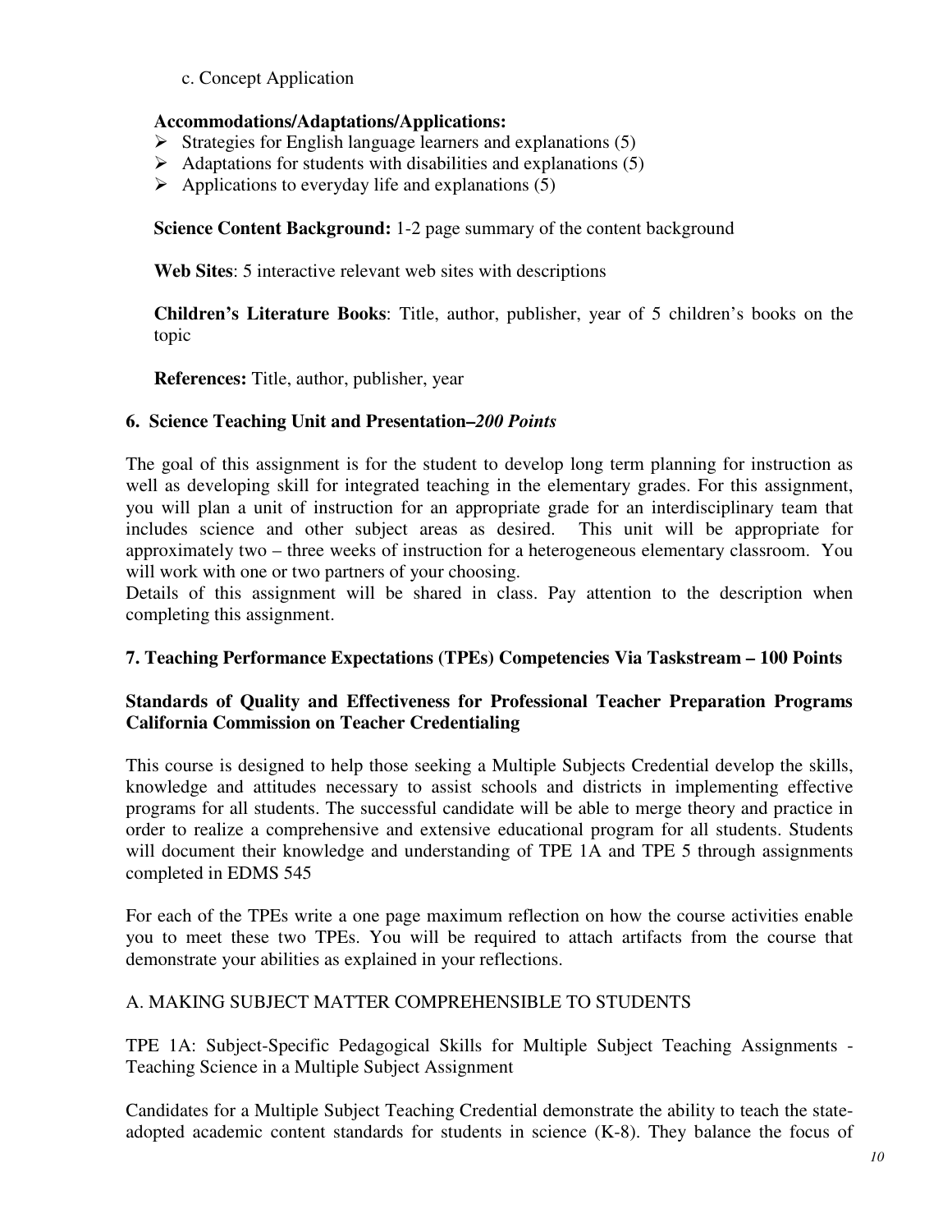c. Concept Application

**Accommodations/Adaptations/Applications:**

- Strategies for English language learners and explanations (5)
- Adaptations for students with disabilities and explanations (5)
- Applications to everyday life and explanations (5)

**Science Content Background:** 1-2 page summary of the content background

**Web Sites**: 5 interactive relevant web sites with descriptions

**Children's Literature Books**: Title, author, publisher, year of 5 children's books on the topic

**References:** Title, author, publisher, year

### 6. Science Teaching Unit and Presentation–*200 Points*

The goal of this assignment is for the student to develop long term planning for instruction as well as developing skill for integrated teaching in the elementary grades. For this assignment, you will plan a unit of instruction for an appropriate grade for an interdisciplinary team that includes science and other subject areas as desired. This unit will be appropriate for approximately two – three weeks of instruction for a heterogeneous elementary classroom. You will work with one or two partners of your choosing.
Details of this assignment will be shared in class. Pay attention to the description when completing this assignment.

### 7. Teaching Performance Expectations (TPEs) Competencies Via Taskstream – 100 Points

### Standards of Quality and Effectiveness for Professional Teacher Preparation Programs California Commission on Teacher Credentialing

This course is designed to help those seeking a Multiple Subjects Credential develop the skills, knowledge and attitudes necessary to assist schools and districts in implementing effective programs for all students. The successful candidate will be able to merge theory and practice in order to realize a comprehensive and extensive educational program for all students. Students will document their knowledge and understanding of TPE 1A and TPE 5 through assignments completed in EDMS 545

For each of the TPEs write a one page maximum reflection on how the course activities enable you to meet these two TPEs. You will be required to attach artifacts from the course that demonstrate your abilities as explained in your reflections.

A. MAKING SUBJECT MATTER COMPREHENSIBLE TO STUDENTS

TPE 1A: Subject-Specific Pedagogical Skills for Multiple Subject Teaching Assignments - Teaching Science in a Multiple Subject Assignment

Candidates for a Multiple Subject Teaching Credential demonstrate the ability to teach the state-adopted academic content standards for students in science (K-8). They balance the focus of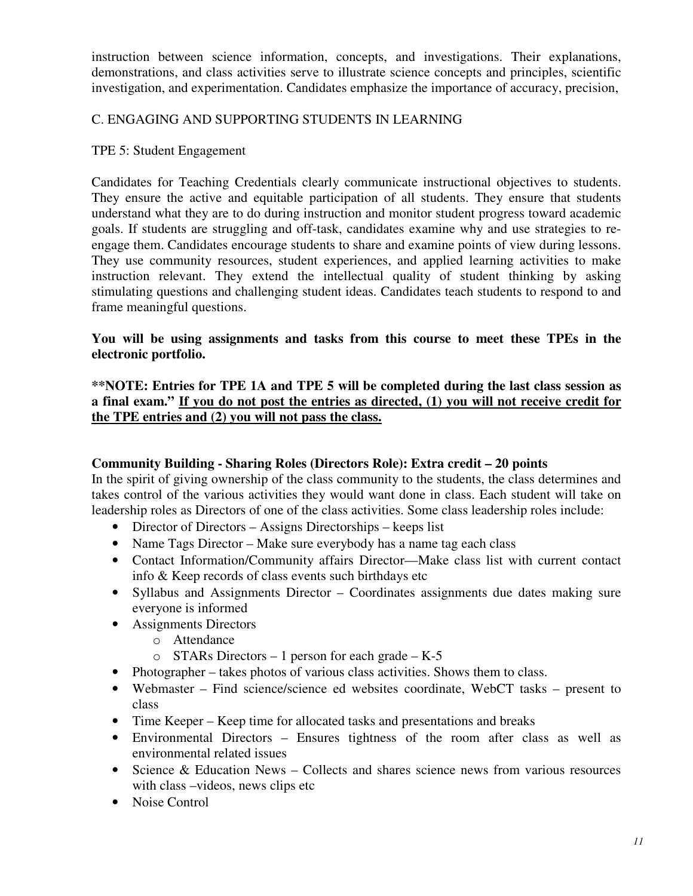instruction between science information, concepts, and investigations. Their explanations, demonstrations, and class activities serve to illustrate science concepts and principles, scientific investigation, and experimentation. Candidates emphasize the importance of accuracy, precision,

C. ENGAGING AND SUPPORTING STUDENTS IN LEARNING

TPE 5: Student Engagement

Candidates for Teaching Credentials clearly communicate instructional objectives to students. They ensure the active and equitable participation of all students. They ensure that students understand what they are to do during instruction and monitor student progress toward academic goals. If students are struggling and off-task, candidates examine why and use strategies to re-engage them. Candidates encourage students to share and examine points of view during lessons. They use community resources, student experiences, and applied learning activities to make instruction relevant. They extend the intellectual quality of student thinking by asking stimulating questions and challenging student ideas. Candidates teach students to respond to and frame meaningful questions.

**You will be using assignments and tasks from this course to meet these TPEs in the electronic portfolio.**

**NOTE: Entries for TPE 1A and TPE 5 will be completed during the last class session as a final exam." <u>If you do not post the entries as directed, (1) you will not receive credit for the TPE entries and (2) you will not pass the class.</u>**

**Community Building - Sharing Roles (Directors Role): Extra credit – 20 points**
In the spirit of giving ownership of the class community to the students, the class determines and takes control of the various activities they would want done in class. Each student will take on leadership roles as Directors of one of the class activities. Some class leadership roles include:

- Director of Directors – Assigns Directorships – keeps list
- Name Tags Director – Make sure everybody has a name tag each class
- Contact Information/Community affairs Director—Make class list with current contact info & Keep records of class events such birthdays etc
- Syllabus and Assignments Director – Coordinates assignments due dates making sure everyone is informed
- Assignments Directors
  - Attendance
  - STARs Directors – 1 person for each grade – K-5
- Photographer – takes photos of various class activities. Shows them to class.
- Webmaster – Find science/science ed websites coordinate, WebCT tasks – present to class
- Time Keeper – Keep time for allocated tasks and presentations and breaks
- Environmental Directors – Ensures tightness of the room after class as well as environmental related issues
- Science & Education News – Collects and shares science news from various resources with class –videos, news clips etc
- Noise Control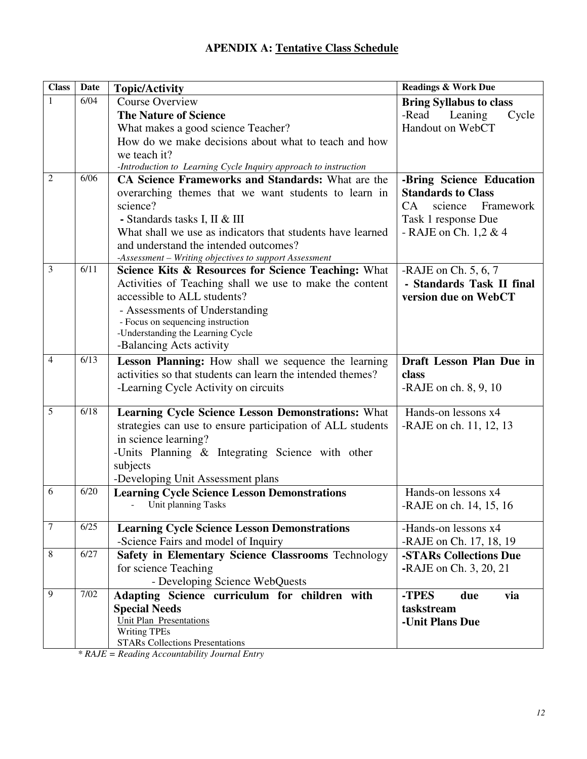## APENDIX A: Tentative Class Schedule

| Class | Date | Topic/Activity | Readings & Work Due |
|---|---|---|---|
| 1 | 6/04 | Course Overview<br>**The Nature of Science**<br>What makes a good science Teacher?<br>How do we make decisions about what to teach and how we teach it?<br>*-Introduction to Learning Cycle Inquiry approach to instruction* | **Bring Syllabus to class**<br>-Read Leaning Cycle Handout on WebCT |
| 2 | 6/06 | **CA Science Frameworks and Standards:** What are the overarching themes that we want students to learn in science?<br>- Standards tasks I, II & III<br>What shall we use as indicators that students have learned and understand the intended outcomes?<br>*-Assessment – Writing objectives to support Assessment* | **-Bring Science Education Standards to Class**<br>CA science Framework Task 1 response Due<br>- RAJE on Ch. 1,2 & 4 |
| 3 | 6/11 | **Science Kits & Resources for Science Teaching:** What Activities of Teaching shall we use to make the content accessible to ALL students?<br>- Assessments of Understanding<br>- Focus on sequencing instruction<br>-Understanding the Learning Cycle<br>-Balancing Acts activity | -RAJE on Ch. 5, 6, 7<br>**- Standards Task II final version due on WebCT** |
| 4 | 6/13 | **Lesson Planning:** How shall we sequence the learning activities so that students can learn the intended themes?<br>-Learning Cycle Activity on circuits | **Draft Lesson Plan Due in class**<br>-RAJE on ch. 8, 9, 10 |
| 5 | 6/18 | **Learning Cycle Science Lesson Demonstrations:** What strategies can use to ensure participation of ALL students in science learning?<br>-Units Planning & Integrating Science with other subjects<br>-Developing Unit Assessment plans | Hands-on lessons x4<br>-RAJE on ch. 11, 12, 13 |
| 6 | 6/20 | **Learning Cycle Science Lesson Demonstrations**<br>- Unit planning Tasks | Hands-on lessons x4<br>-RAJE on ch. 14, 15, 16 |
| 7 | 6/25 | **Learning Cycle Science Lesson Demonstrations**<br>-Science Fairs and model of Inquiry | -Hands-on lessons x4<br>-RAJE on Ch. 17, 18, 19 |
| 8 | 6/27 | **Safety in Elementary Science Classrooms** Technology for science Teaching<br>- Developing Science WebQuests | **-STARs Collections Due**<br>**-**RAJE on Ch. 3, 20, 21 |
| 9 | 7/02 | **Adapting Science curriculum for children with Special Needs**<br>Unit Plan Presentations<br>Writing TPEs<br>STARs Collections Presentations | **-TPES due via taskstream**<br>**-Unit Plans Due** |

*\* RAJE = Reading Accountability Journal Entry*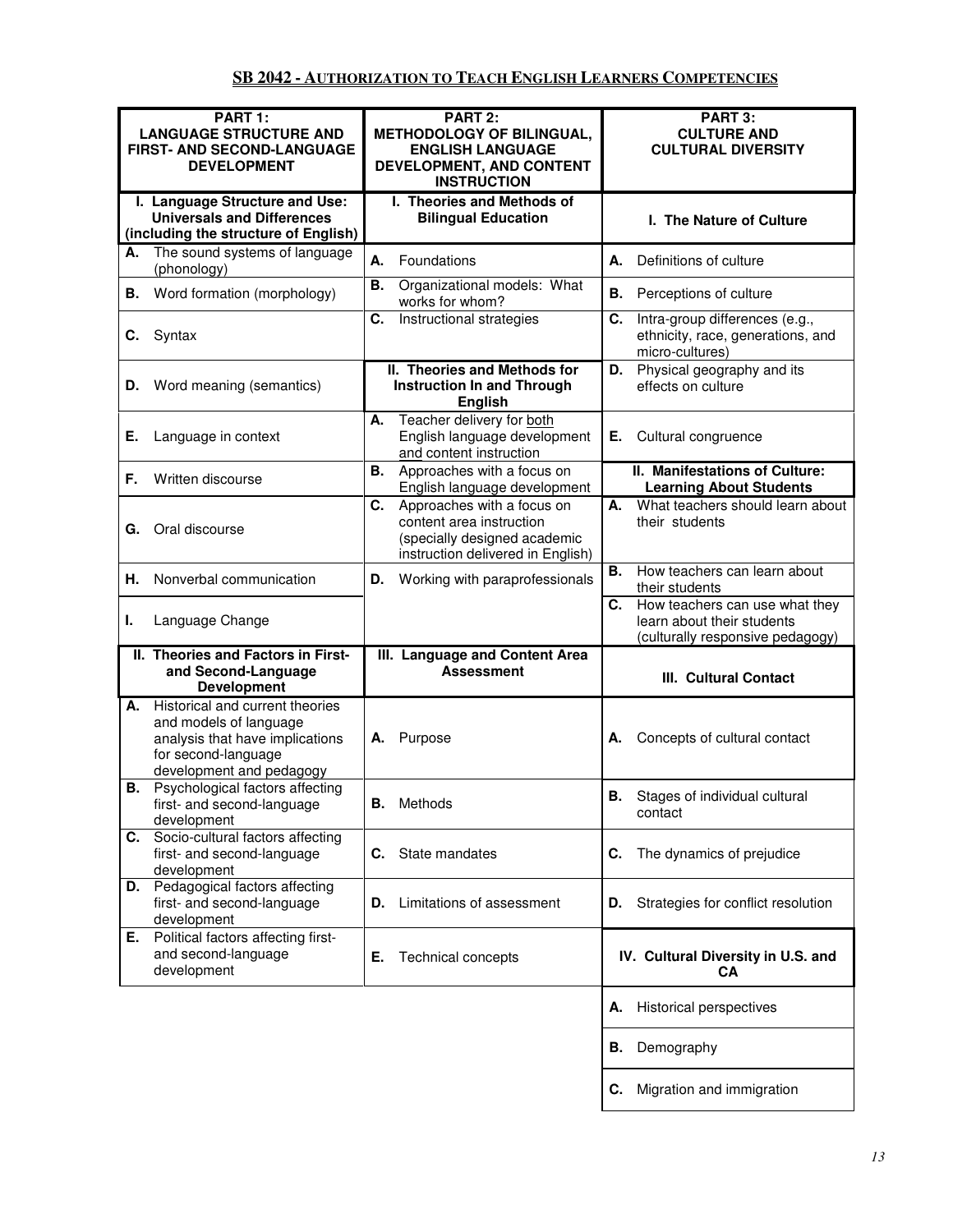## SB 2042 - Authorization to Teach English Learners Competencies

| PART 1: LANGUAGE STRUCTURE AND FIRST- AND SECOND-LANGUAGE DEVELOPMENT | PART 2: METHODOLOGY OF BILINGUAL, ENGLISH LANGUAGE DEVELOPMENT, AND CONTENT INSTRUCTION | PART 3: CULTURE AND CULTURAL DIVERSITY |
|---|---|---|
| **I. Language Structure and Use: Universals and Differences (including the structure of English)** | **I. Theories and Methods of Bilingual Education** | **I. The Nature of Culture** |
| **A.** The sound systems of language (phonology) | **A.** Foundations | **A.** Definitions of culture |
| **B.** Word formation (morphology) | **B.** Organizational models: What works for whom? | **B.** Perceptions of culture |
| **C.** Syntax | **C.** Instructional strategies | **C.** Intra-group differences (e.g., ethnicity, race, generations, and micro-cultures) |
| **D.** Word meaning (semantics) | **II. Theories and Methods for Instruction In and Through English** | **D.** Physical geography and its effects on culture |
| **E.** Language in context | **A.** Teacher delivery for both English language development and content instruction | **E.** Cultural congruence |
| **F.** Written discourse | **B.** Approaches with a focus on English language development | **II. Manifestations of Culture: Learning About Students** |
| **G.** Oral discourse | **C.** Approaches with a focus on content area instruction (specially designed academic instruction delivered in English) | **A.** What teachers should learn about their students |
| **H.** Nonverbal communication | **D.** Working with paraprofessionals | **B.** How teachers can learn about their students |
| **I.** Language Change | | **C.** How teachers can use what they learn about their students (culturally responsive pedagogy) |
| **II. Theories and Factors in First- and Second-Language Development** | **III. Language and Content Area Assessment** | **III. Cultural Contact** |
| **A.** Historical and current theories and models of language analysis that have implications for second-language development and pedagogy | **A.** Purpose | **A.** Concepts of cultural contact |
| **B.** Psychological factors affecting first- and second-language development | **B.** Methods | **B.** Stages of individual cultural contact |
| **C.** Socio-cultural factors affecting first- and second-language development | **C.** State mandates | **C.** The dynamics of prejudice |
| **D.** Pedagogical factors affecting first- and second-language development | **D.** Limitations of assessment | **D.** Strategies for conflict resolution |
| **E.** Political factors affecting first- and second-language development | **E.** Technical concepts | **IV. Cultural Diversity in U.S. and CA** |
| | | **A.** Historical perspectives |
| | | **B.** Demography |
| | | **C.** Migration and immigration |